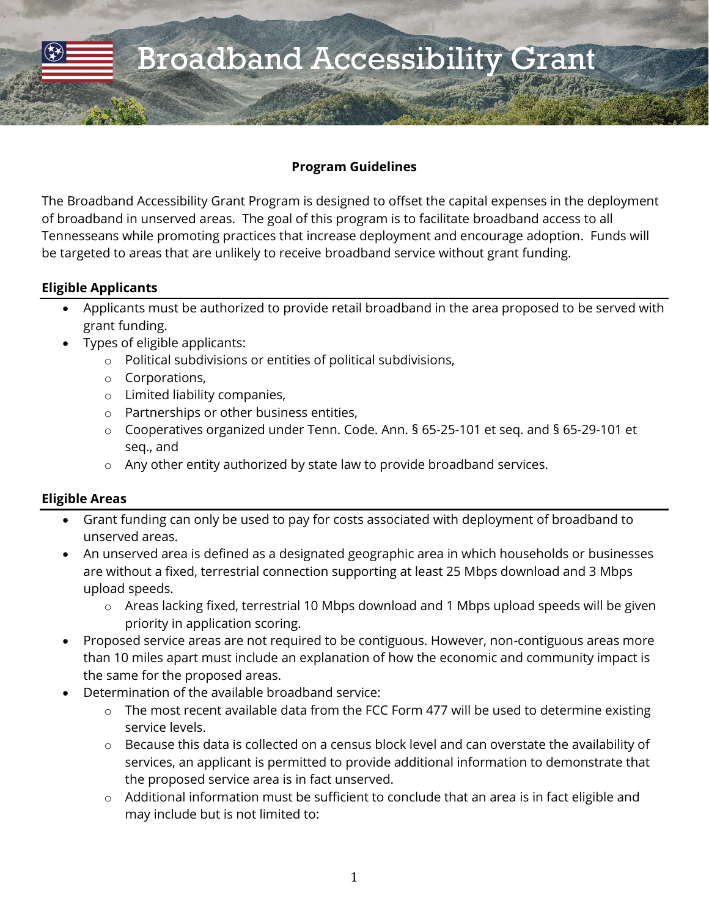# Broadband Accessibility Grant

## Program Guidelines

The Broadband Accessibility Grant Program is designed to offset the capital expenses in the deployment of broadband in unserved areas. The goal of this program is to facilitate broadband access to all Tennesseans while promoting practices that increase deployment and encourage adoption. Funds will be targeted to areas that are unlikely to receive broadband service without grant funding.

### Eligible Applicants

- Applicants must be authorized to provide retail broadband in the area proposed to be served with grant funding.
- Types of eligible applicants:
  - Political subdivisions or entities of political subdivisions,
  - Corporations,
  - Limited liability companies,
  - Partnerships or other business entities,
  - Cooperatives organized under Tenn. Code. Ann. § 65-25-101 et seq. and § 65-29-101 et seq., and
  - Any other entity authorized by state law to provide broadband services.

### Eligible Areas

- Grant funding can only be used to pay for costs associated with deployment of broadband to unserved areas.
- An unserved area is defined as a designated geographic area in which households or businesses are without a fixed, terrestrial connection supporting at least 25 Mbps download and 3 Mbps upload speeds.
  - Areas lacking fixed, terrestrial 10 Mbps download and 1 Mbps upload speeds will be given priority in application scoring.
- Proposed service areas are not required to be contiguous. However, non-contiguous areas more than 10 miles apart must include an explanation of how the economic and community impact is the same for the proposed areas.
- Determination of the available broadband service:
  - The most recent available data from the FCC Form 477 will be used to determine existing service levels.
  - Because this data is collected on a census block level and can overstate the availability of services, an applicant is permitted to provide additional information to demonstrate that the proposed service area is in fact unserved.
  - Additional information must be sufficient to conclude that an area is in fact eligible and may include but is not limited to: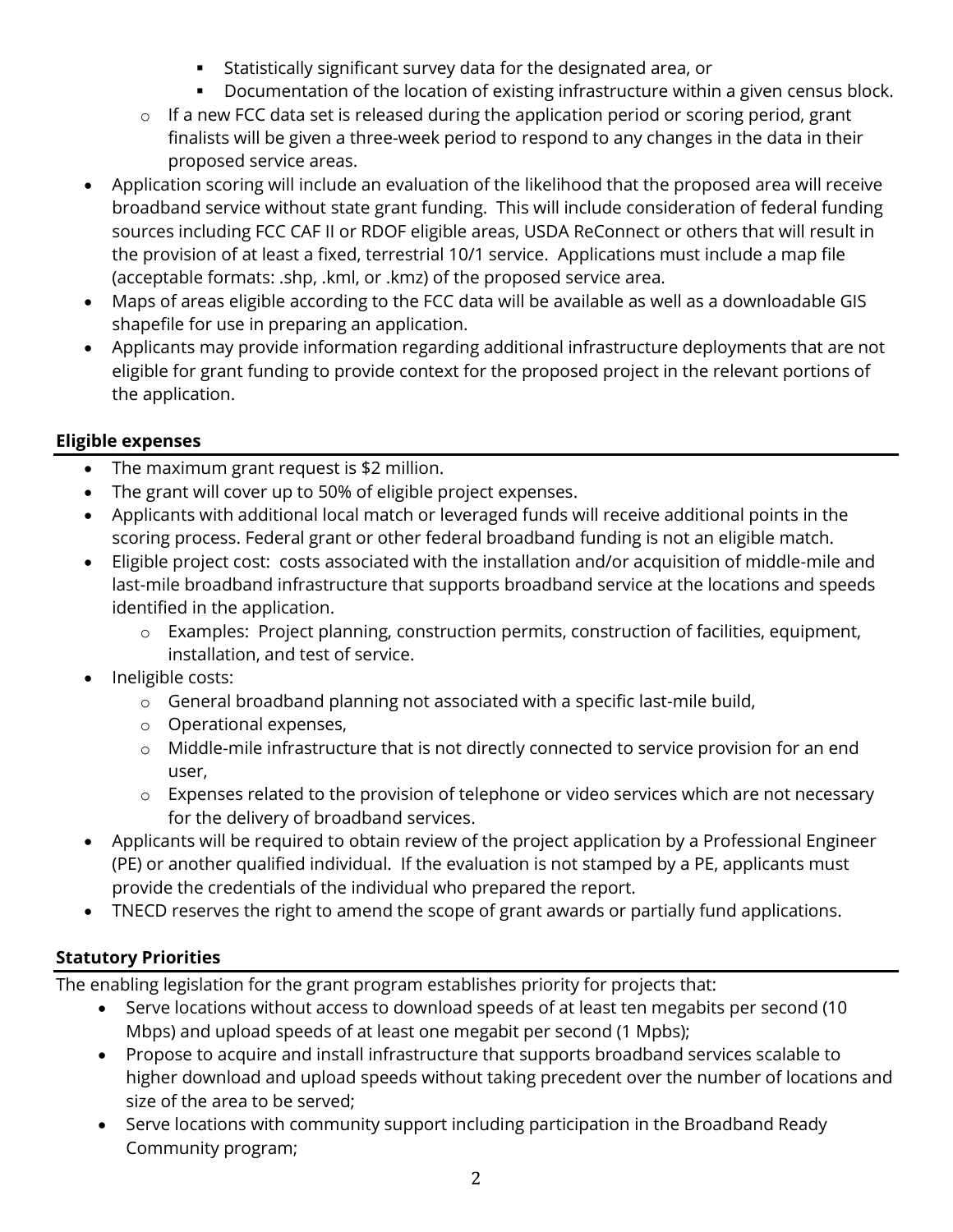- Statistically significant survey data for the designated area, or
        - Documentation of the location of existing infrastructure within a given census block.
    - If a new FCC data set is released during the application period or scoring period, grant finalists will be given a three-week period to respond to any changes in the data in their proposed service areas.
- Application scoring will include an evaluation of the likelihood that the proposed area will receive broadband service without state grant funding. This will include consideration of federal funding sources including FCC CAF II or RDOF eligible areas, USDA ReConnect or others that will result in the provision of at least a fixed, terrestrial 10/1 service. Applications must include a map file (acceptable formats: .shp, .kml, or .kmz) of the proposed service area.
- Maps of areas eligible according to the FCC data will be available as well as a downloadable GIS shapefile for use in preparing an application.
- Applicants may provide information regarding additional infrastructure deployments that are not eligible for grant funding to provide context for the proposed project in the relevant portions of the application.

## Eligible expenses

- The maximum grant request is $2 million.
- The grant will cover up to 50% of eligible project expenses.
- Applicants with additional local match or leveraged funds will receive additional points in the scoring process. Federal grant or other federal broadband funding is not an eligible match.
- Eligible project cost: costs associated with the installation and/or acquisition of middle-mile and last-mile broadband infrastructure that supports broadband service at the locations and speeds identified in the application.
    - Examples: Project planning, construction permits, construction of facilities, equipment, installation, and test of service.
- Ineligible costs:
    - General broadband planning not associated with a specific last-mile build,
    - Operational expenses,
    - Middle-mile infrastructure that is not directly connected to service provision for an end user,
    - Expenses related to the provision of telephone or video services which are not necessary for the delivery of broadband services.
- Applicants will be required to obtain review of the project application by a Professional Engineer (PE) or another qualified individual. If the evaluation is not stamped by a PE, applicants must provide the credentials of the individual who prepared the report.
- TNECD reserves the right to amend the scope of grant awards or partially fund applications.

## Statutory Priorities

The enabling legislation for the grant program establishes priority for projects that:

- Serve locations without access to download speeds of at least ten megabits per second (10 Mbps) and upload speeds of at least one megabit per second (1 Mpbs);
- Propose to acquire and install infrastructure that supports broadband services scalable to higher download and upload speeds without taking precedent over the number of locations and size of the area to be served;
- Serve locations with community support including participation in the Broadband Ready Community program;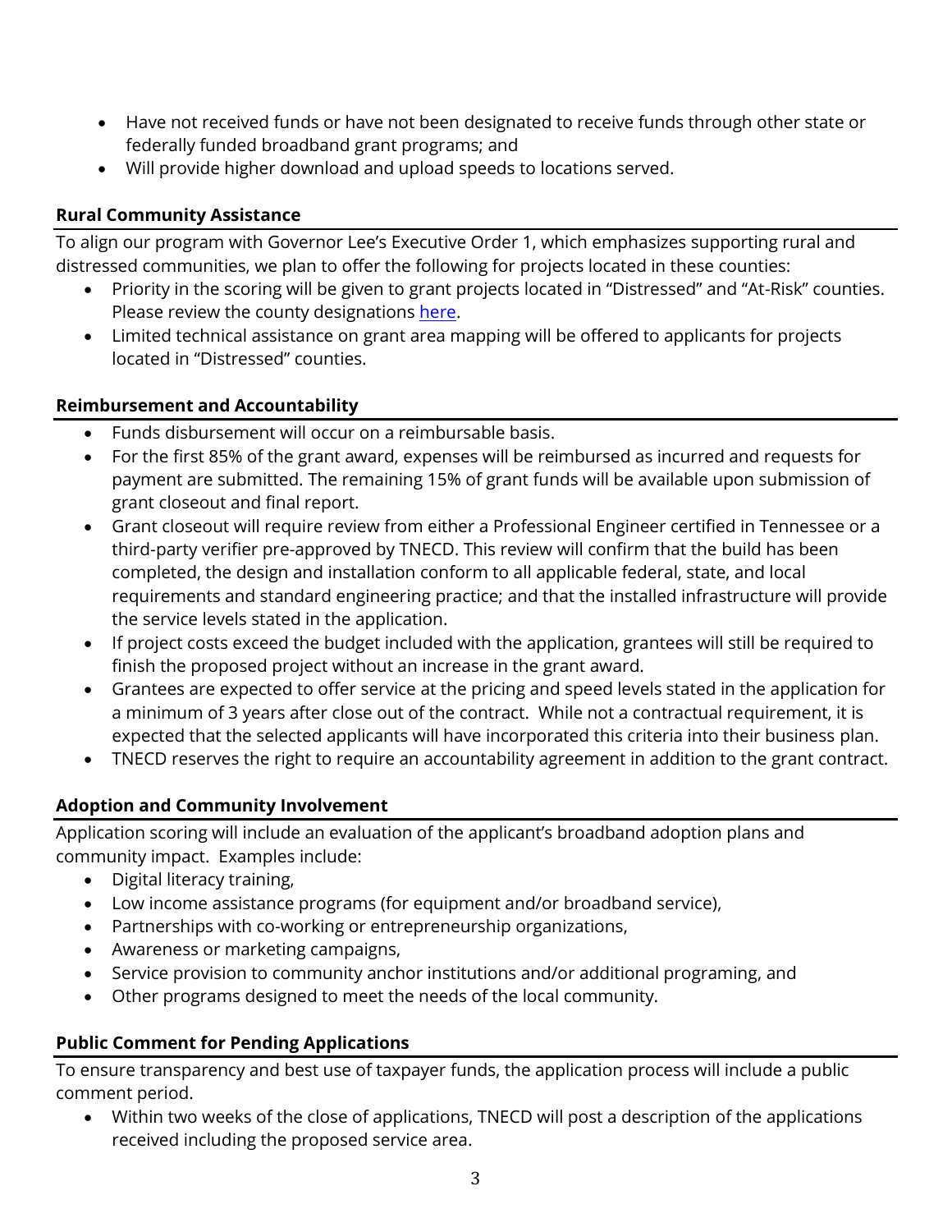- Have not received funds or have not been designated to receive funds through other state or federally funded broadband grant programs; and
- Will provide higher download and upload speeds to locations served.

## Rural Community Assistance

To align our program with Governor Lee's Executive Order 1, which emphasizes supporting rural and distressed communities, we plan to offer the following for projects located in these counties:

- Priority in the scoring will be given to grant projects located in "Distressed" and "At-Risk" counties. Please review the county designations here.
- Limited technical assistance on grant area mapping will be offered to applicants for projects located in "Distressed" counties.

## Reimbursement and Accountability

- Funds disbursement will occur on a reimbursable basis.
- For the first 85% of the grant award, expenses will be reimbursed as incurred and requests for payment are submitted. The remaining 15% of grant funds will be available upon submission of grant closeout and final report.
- Grant closeout will require review from either a Professional Engineer certified in Tennessee or a third-party verifier pre-approved by TNECD. This review will confirm that the build has been completed, the design and installation conform to all applicable federal, state, and local requirements and standard engineering practice; and that the installed infrastructure will provide the service levels stated in the application.
- If project costs exceed the budget included with the application, grantees will still be required to finish the proposed project without an increase in the grant award.
- Grantees are expected to offer service at the pricing and speed levels stated in the application for a minimum of 3 years after close out of the contract. While not a contractual requirement, it is expected that the selected applicants will have incorporated this criteria into their business plan.
- TNECD reserves the right to require an accountability agreement in addition to the grant contract.

## Adoption and Community Involvement

Application scoring will include an evaluation of the applicant's broadband adoption plans and community impact. Examples include:

- Digital literacy training,
- Low income assistance programs (for equipment and/or broadband service),
- Partnerships with co-working or entrepreneurship organizations,
- Awareness or marketing campaigns,
- Service provision to community anchor institutions and/or additional programing, and
- Other programs designed to meet the needs of the local community.

## Public Comment for Pending Applications

To ensure transparency and best use of taxpayer funds, the application process will include a public comment period.

- Within two weeks of the close of applications, TNECD will post a description of the applications received including the proposed service area.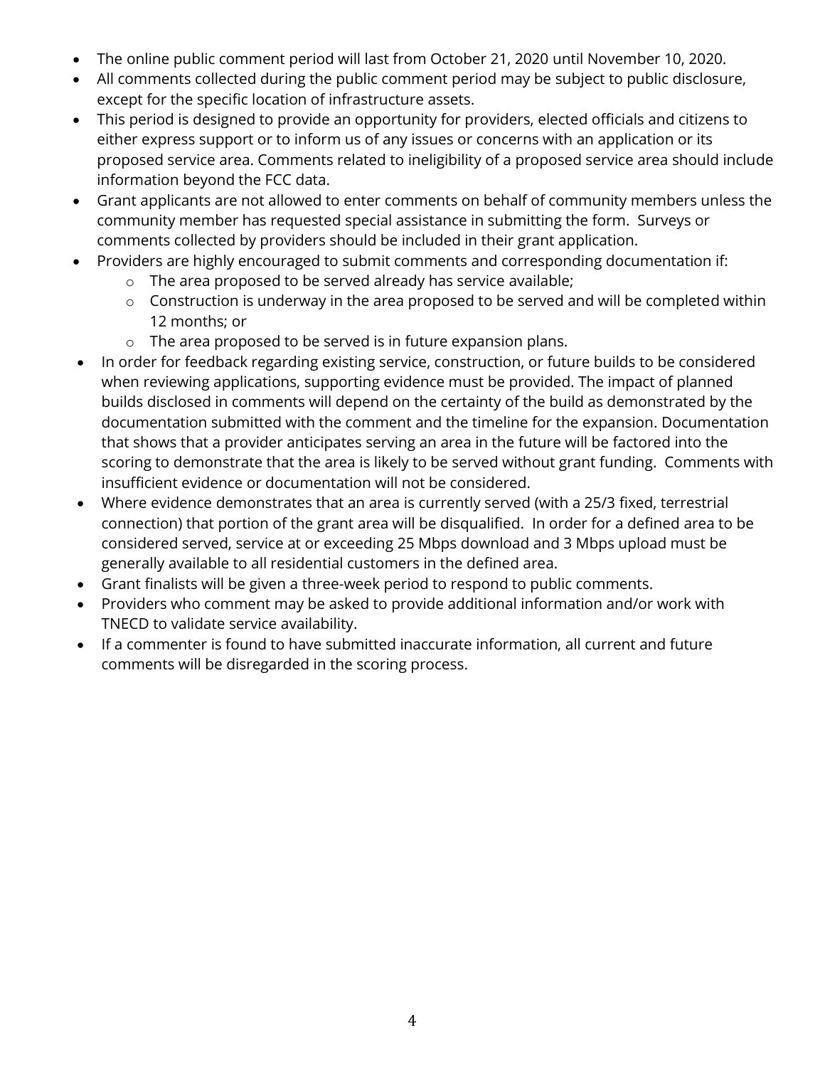- The online public comment period will last from October 21, 2020 until November 10, 2020.
- All comments collected during the public comment period may be subject to public disclosure, except for the specific location of infrastructure assets.
- This period is designed to provide an opportunity for providers, elected officials and citizens to either express support or to inform us of any issues or concerns with an application or its proposed service area. Comments related to ineligibility of a proposed service area should include information beyond the FCC data.
- Grant applicants are not allowed to enter comments on behalf of community members unless the community member has requested special assistance in submitting the form. Surveys or comments collected by providers should be included in their grant application.
- Providers are highly encouraged to submit comments and corresponding documentation if:
    - The area proposed to be served already has service available;
    - Construction is underway in the area proposed to be served and will be completed within 12 months; or
    - The area proposed to be served is in future expansion plans.
- In order for feedback regarding existing service, construction, or future builds to be considered when reviewing applications, supporting evidence must be provided. The impact of planned builds disclosed in comments will depend on the certainty of the build as demonstrated by the documentation submitted with the comment and the timeline for the expansion. Documentation that shows that a provider anticipates serving an area in the future will be factored into the scoring to demonstrate that the area is likely to be served without grant funding. Comments with insufficient evidence or documentation will not be considered.
- Where evidence demonstrates that an area is currently served (with a 25/3 fixed, terrestrial connection) that portion of the grant area will be disqualified. In order for a defined area to be considered served, service at or exceeding 25 Mbps download and 3 Mbps upload must be generally available to all residential customers in the defined area.
- Grant finalists will be given a three-week period to respond to public comments.
- Providers who comment may be asked to provide additional information and/or work with TNECD to validate service availability.
- If a commenter is found to have submitted inaccurate information, all current and future comments will be disregarded in the scoring process.